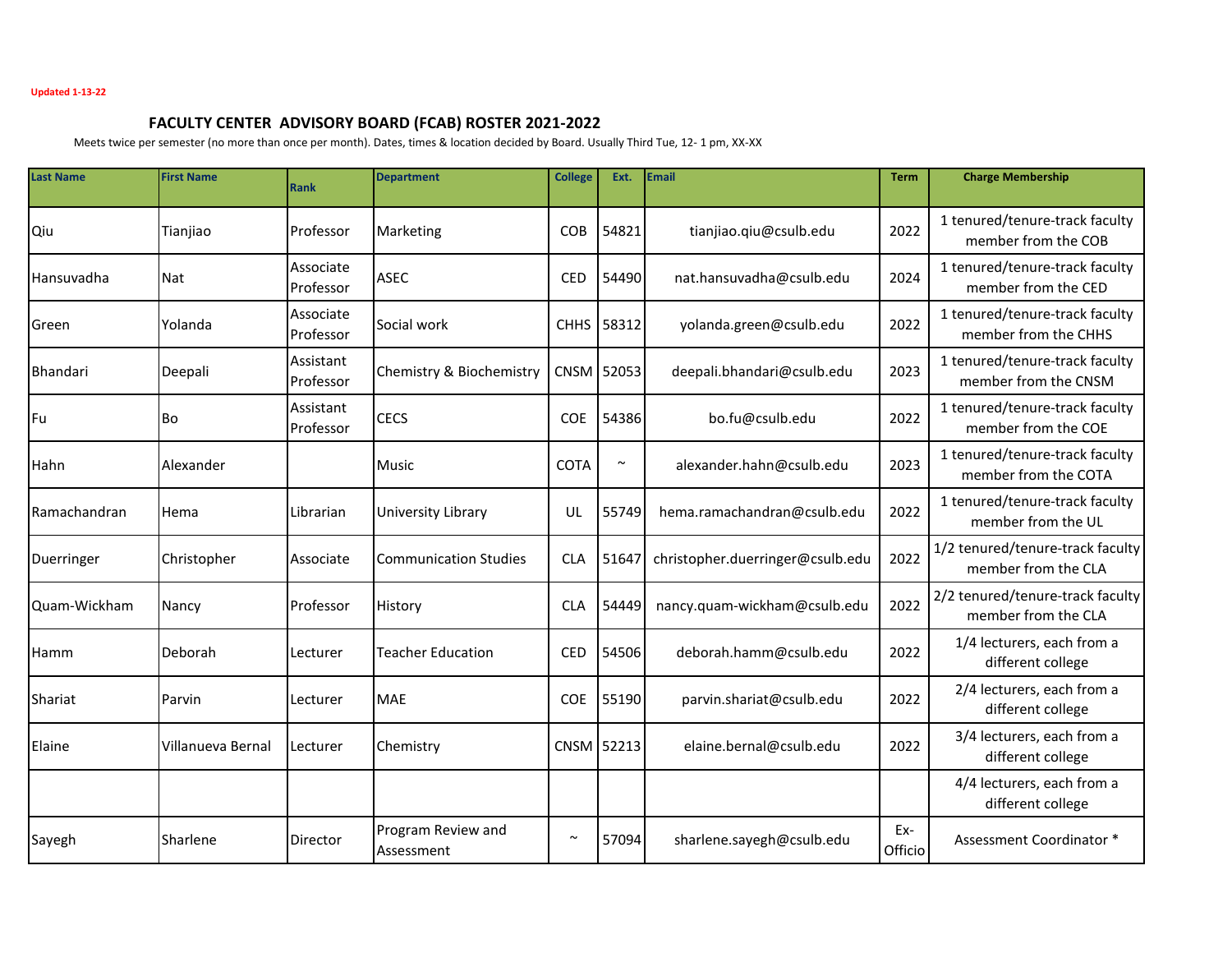Updated 1-13-22

## FACULTY CENTER ADVISORY BOARD (FCAB) ROSTER 2021-2022

Meets twice per semester (no more than once per month). Dates, times & location decided by Board. Usually Third Tue, 12- 1 pm, XX-XX

| Last Name | First Name | Rank | Department | College | Ext. | Email | Term | Charge Membership |
|---|---|---|---|---|---|---|---|---|
| Qiu | Tianjiao | Professor | Marketing | COB | 54821 | tianjiao.qiu@csulb.edu | 2022 | 1 tenured/tenure-track faculty member from the COB |
| Hansuvadha | Nat | Associate Professor | ASEC | CED | 54490 | nat.hansuvadha@csulb.edu | 2024 | 1 tenured/tenure-track faculty member from the CED |
| Green | Yolanda | Associate Professor | Social work | CHHS | 58312 | yolanda.green@csulb.edu | 2022 | 1 tenured/tenure-track faculty member from the CHHS |
| Bhandari | Deepali | Assistant Professor | Chemistry & Biochemistry | CNSM | 52053 | deepali.bhandari@csulb.edu | 2023 | 1 tenured/tenure-track faculty member from the CNSM |
| Fu | Bo | Assistant Professor | CECS | COE | 54386 | bo.fu@csulb.edu | 2022 | 1 tenured/tenure-track faculty member from the COE |
| Hahn | Alexander | | Music | COTA | ~ | alexander.hahn@csulb.edu | 2023 | 1 tenured/tenure-track faculty member from the COTA |
| Ramachandran | Hema | Librarian | University Library | UL | 55749 | hema.ramachandran@csulb.edu | 2022 | 1 tenured/tenure-track faculty member from the UL |
| Duerringer | Christopher | Associate | Communication Studies | CLA | 51647 | christopher.duerringer@csulb.edu | 2022 | 1/2 tenured/tenure-track faculty member from the CLA |
| Quam-Wickham | Nancy | Professor | History | CLA | 54449 | nancy.quam-wickham@csulb.edu | 2022 | 2/2 tenured/tenure-track faculty member from the CLA |
| Hamm | Deborah | Lecturer | Teacher Education | CED | 54506 | deborah.hamm@csulb.edu | 2022 | 1/4 lecturers, each from a different college |
| Shariat | Parvin | Lecturer | MAE | COE | 55190 | parvin.shariat@csulb.edu | 2022 | 2/4 lecturers, each from a different college |
| Elaine | Villanueva Bernal | Lecturer | Chemistry | CNSM | 52213 | elaine.bernal@csulb.edu | 2022 | 3/4 lecturers, each from a different college |
| | | | | | | | | 4/4 lecturers, each from a different college |
| Sayegh | Sharlene | Director | Program Review and Assessment | ~ | 57094 | sharlene.sayegh@csulb.edu | Ex-Officio | Assessment Coordinator * |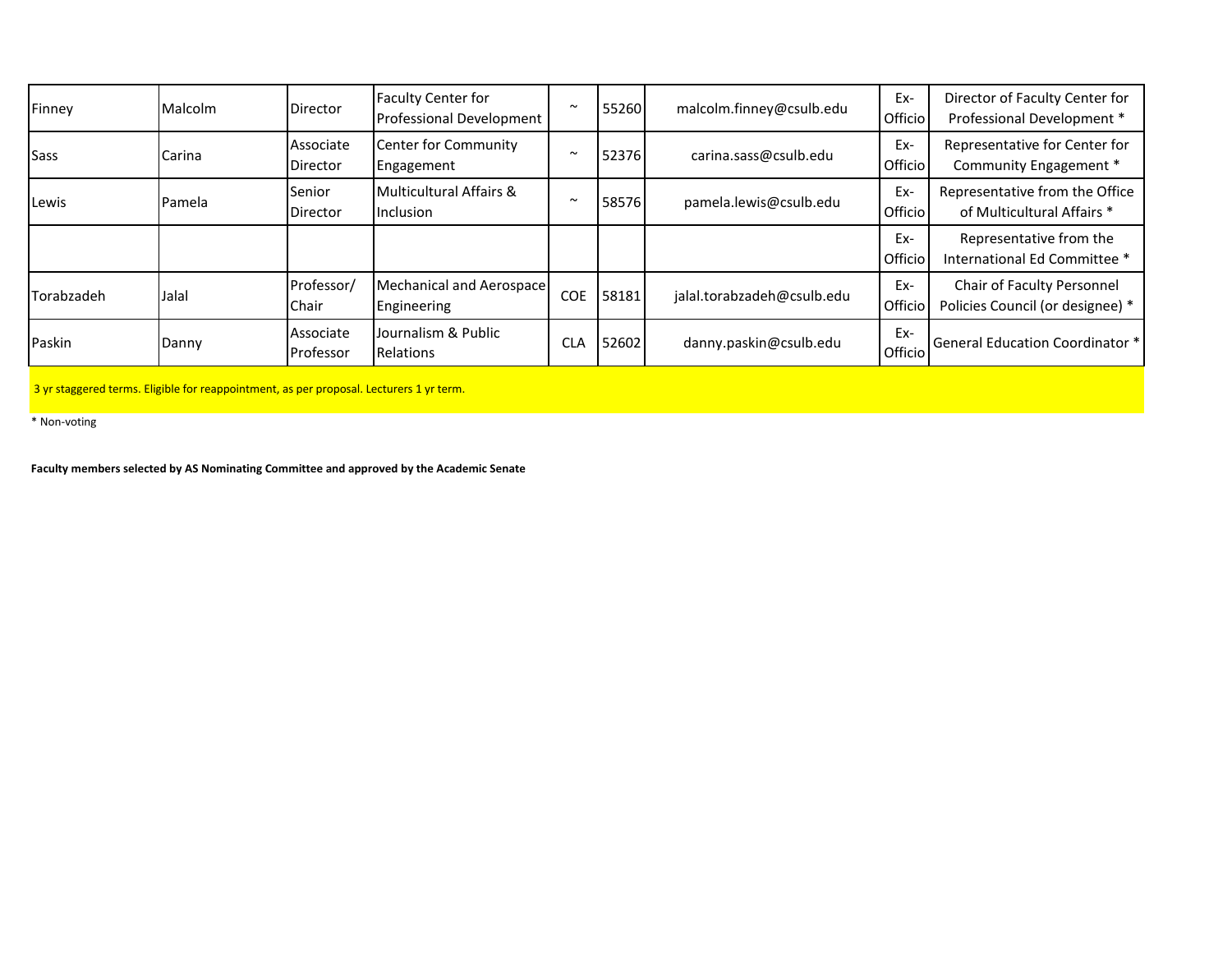| | | | | | | | | |
|---|---|---|---|---|---|---|---|---|
| Finney | Malcolm | Director | Faculty Center for Professional Development | ~ | 55260 | malcolm.finney@csulb.edu | Ex-Officio | Director of Faculty Center for Professional Development * |
| Sass | Carina | Associate Director | Center for Community Engagement | ~ | 52376 | carina.sass@csulb.edu | Ex-Officio | Representative for Center for Community Engagement * |
| Lewis | Pamela | Senior Director | Multicultural Affairs & Inclusion | ~ | 58576 | pamela.lewis@csulb.edu | Ex-Officio | Representative from the Office of Multicultural Affairs * |
| | | | | | | | Ex-Officio | Representative from the International Ed Committee * |
| Torabzadeh | Jalal | Professor/ Chair | Mechanical and Aerospace Engineering | COE | 58181 | jalal.torabzadeh@csulb.edu | Ex-Officio | Chair of Faculty Personnel Policies Council (or designee) * |
| Paskin | Danny | Associate Professor | Journalism & Public Relations | CLA | 52602 | danny.paskin@csulb.edu | Ex-Officio | General Education Coordinator * |

3 yr staggered terms. Eligible for reappointment, as per proposal. Lecturers 1 yr term.

* Non-voting

**Faculty members selected by AS Nominating Committee and approved by the Academic Senate**